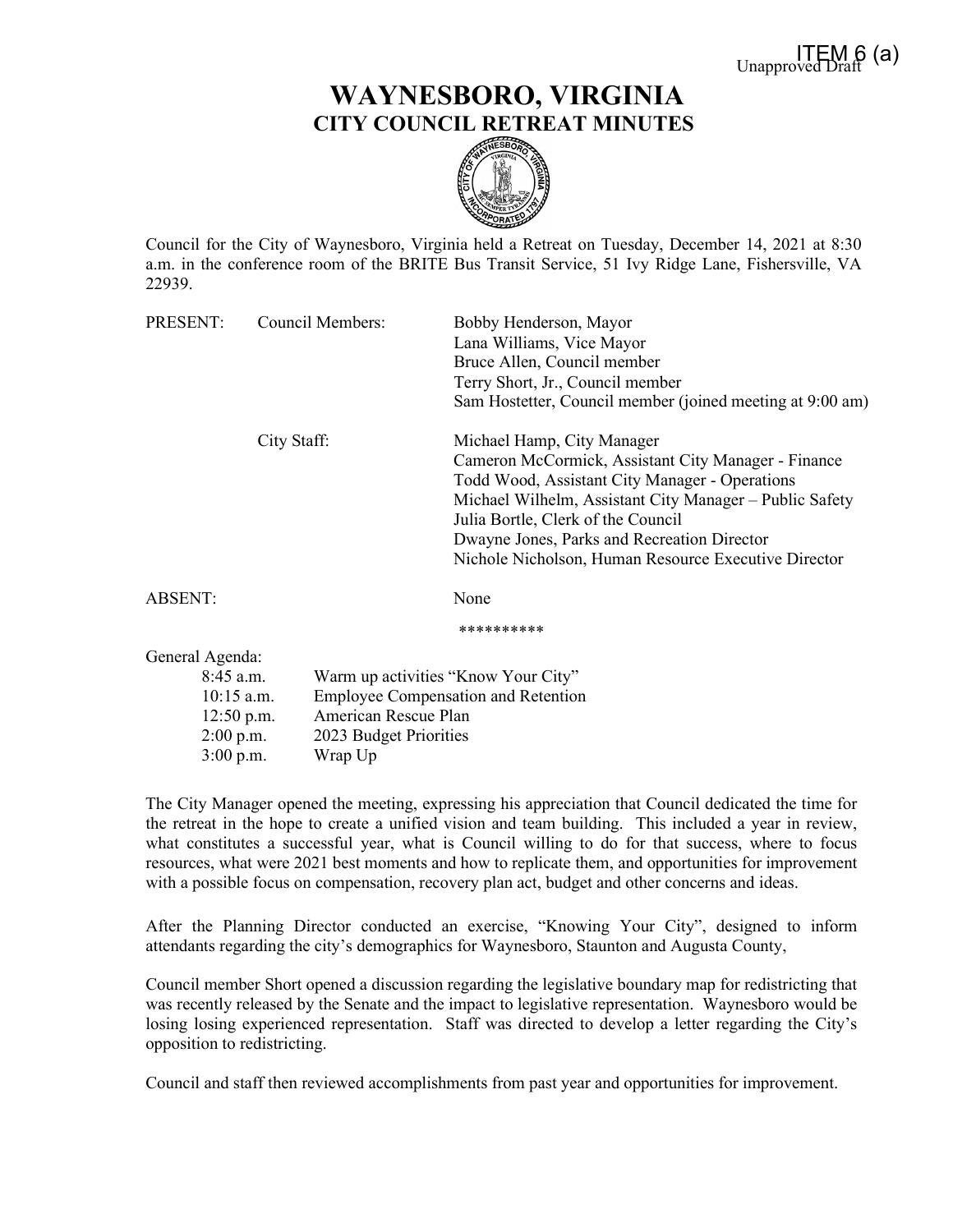ITEM 6 (a)
Unapproved Draft

# WAYNESBORO, VIRGINIA
## CITY COUNCIL RETREAT MINUTES

Council for the City of Waynesboro, Virginia held a Retreat on Tuesday, December 14, 2021 at 8:30 a.m. in the conference room of the BRITE Bus Transit Service, 51 Ivy Ridge Lane, Fishersville, VA 22939.

| | | |
|---|---|---|
| PRESENT: | Council Members: | Bobby Henderson, Mayor<br>Lana Williams, Vice Mayor<br>Bruce Allen, Council member<br>Terry Short, Jr., Council member<br>Sam Hostetter, Council member (joined meeting at 9:00 am) |
| | City Staff: | Michael Hamp, City Manager<br>Cameron McCormick, Assistant City Manager - Finance<br>Todd Wood, Assistant City Manager - Operations<br>Michael Wilhelm, Assistant City Manager – Public Safety<br>Julia Bortle, Clerk of the Council<br>Dwayne Jones, Parks and Recreation Director<br>Nichole Nicholson, Human Resource Executive Director |
| ABSENT: | | None |

**********

General Agenda:

| | |
|---|---|
| 8:45 a.m. | Warm up activities "Know Your City" |
| 10:15 a.m. | Employee Compensation and Retention |
| 12:50 p.m. | American Rescue Plan |
| 2:00 p.m. | 2023 Budget Priorities |
| 3:00 p.m. | Wrap Up |

The City Manager opened the meeting, expressing his appreciation that Council dedicated the time for the retreat in the hope to create a unified vision and team building. This included a year in review, what constitutes a successful year, what is Council willing to do for that success, where to focus resources, what were 2021 best moments and how to replicate them, and opportunities for improvement with a possible focus on compensation, recovery plan act, budget and other concerns and ideas.

After the Planning Director conducted an exercise, "Knowing Your City", designed to inform attendants regarding the city's demographics for Waynesboro, Staunton and Augusta County,

Council member Short opened a discussion regarding the legislative boundary map for redistricting that was recently released by the Senate and the impact to legislative representation. Waynesboro would be losing losing experienced representation. Staff was directed to develop a letter regarding the City's opposition to redistricting.

Council and staff then reviewed accomplishments from past year and opportunities for improvement.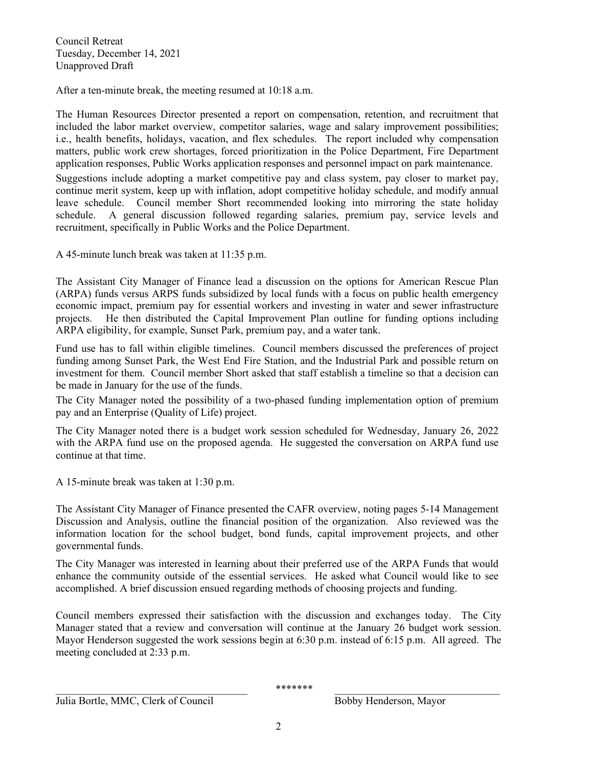Council Retreat
Tuesday, December 14, 2021
Unapproved Draft

After a ten-minute break, the meeting resumed at 10:18 a.m.

The Human Resources Director presented a report on compensation, retention, and recruitment that included the labor market overview, competitor salaries, wage and salary improvement possibilities; i.e., health benefits, holidays, vacation, and flex schedules. The report included why compensation matters, public work crew shortages, forced prioritization in the Police Department, Fire Department application responses, Public Works application responses and personnel impact on park maintenance.

Suggestions include adopting a market competitive pay and class system, pay closer to market pay, continue merit system, keep up with inflation, adopt competitive holiday schedule, and modify annual leave schedule. Council member Short recommended looking into mirroring the state holiday schedule. A general discussion followed regarding salaries, premium pay, service levels and recruitment, specifically in Public Works and the Police Department.

A 45-minute lunch break was taken at 11:35 p.m.

The Assistant City Manager of Finance lead a discussion on the options for American Rescue Plan (ARPA) funds versus ARPS funds subsidized by local funds with a focus on public health emergency economic impact, premium pay for essential workers and investing in water and sewer infrastructure projects. He then distributed the Capital Improvement Plan outline for funding options including ARPA eligibility, for example, Sunset Park, premium pay, and a water tank.

Fund use has to fall within eligible timelines. Council members discussed the preferences of project funding among Sunset Park, the West End Fire Station, and the Industrial Park and possible return on investment for them. Council member Short asked that staff establish a timeline so that a decision can be made in January for the use of the funds.

The City Manager noted the possibility of a two-phased funding implementation option of premium pay and an Enterprise (Quality of Life) project.

The City Manager noted there is a budget work session scheduled for Wednesday, January 26, 2022 with the ARPA fund use on the proposed agenda. He suggested the conversation on ARPA fund use continue at that time.

A 15-minute break was taken at 1:30 p.m.

The Assistant City Manager of Finance presented the CAFR overview, noting pages 5-14 Management Discussion and Analysis, outline the financial position of the organization. Also reviewed was the information location for the school budget, bond funds, capital improvement projects, and other governmental funds.

The City Manager was interested in learning about their preferred use of the ARPA Funds that would enhance the community outside of the essential services. He asked what Council would like to see accomplished. A brief discussion ensued regarding methods of choosing projects and funding.

Council members expressed their satisfaction with the discussion and exchanges today. The City Manager stated that a review and conversation will continue at the January 26 budget work session. Mayor Henderson suggested the work sessions begin at 6:30 p.m. instead of 6:15 p.m. All agreed. The meeting concluded at 2:33 p.m.

*******

\_\_\_\_\_\_\_\_\_\_\_\_\_\_\_\_\_\_\_\_\_\_\_\_\_\_\_\_\_\_\_\_\_\_\_\_
Julia Bortle, MMC, Clerk of Council

\_\_\_\_\_\_\_\_\_\_\_\_\_\_\_\_\_\_\_\_\_\_\_\_\_\_\_\_\_\_\_\_\_\_\_\_
Bobby Henderson, Mayor